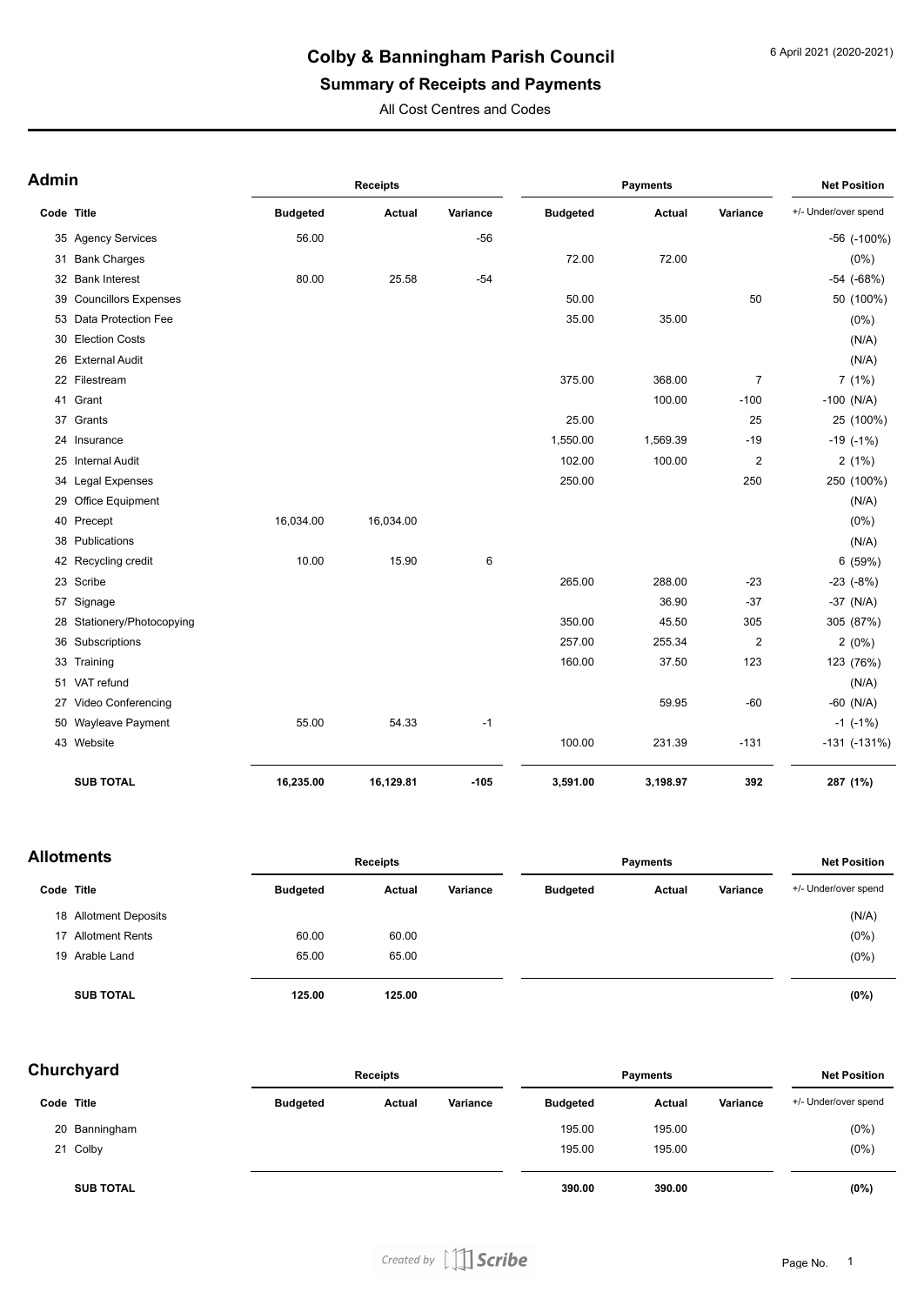# Colby & Banningham Parish Council

## Summary of Receipts and Payments

All Cost Centres and Codes

6 April 2021 (2020-2021)

### Admin

| Code | Title | Receipts | | | Payments | | | Net Position |
|---|---|---|---|---|---|---|---|---|
| | | Budgeted | Actual | Variance | Budgeted | Actual | Variance | +/- Under/over spend |
| 35 | Agency Services | 56.00 | | -56 | | | | -56 (-100%) |
| 31 | Bank Charges | | | | 72.00 | 72.00 | | (0%) |
| 32 | Bank Interest | 80.00 | 25.58 | -54 | | | | -54 (-68%) |
| 39 | Councillors Expenses | | | | 50.00 | | 50 | 50 (100%) |
| 53 | Data Protection Fee | | | | 35.00 | 35.00 | | (0%) |
| 30 | Election Costs | | | | | | | (N/A) |
| 26 | External Audit | | | | | | | (N/A) |
| 22 | Filestream | | | | 375.00 | 368.00 | 7 | 7 (1%) |
| 41 | Grant | | | | | 100.00 | -100 | -100 (N/A) |
| 37 | Grants | | | | 25.00 | | 25 | 25 (100%) |
| 24 | Insurance | | | | 1,550.00 | 1,569.39 | -19 | -19 (-1%) |
| 25 | Internal Audit | | | | 102.00 | 100.00 | 2 | 2 (1%) |
| 34 | Legal Expenses | | | | 250.00 | | 250 | 250 (100%) |
| 29 | Office Equipment | | | | | | | (N/A) |
| 40 | Precept | 16,034.00 | 16,034.00 | | | | | (0%) |
| 38 | Publications | | | | | | | (N/A) |
| 42 | Recycling credit | 10.00 | 15.90 | 6 | | | | 6 (59%) |
| 23 | Scribe | | | | 265.00 | 288.00 | -23 | -23 (-8%) |
| 57 | Signage | | | | | 36.90 | -37 | -37 (N/A) |
| 28 | Stationery/Photocopying | | | | 350.00 | 45.50 | 305 | 305 (87%) |
| 36 | Subscriptions | | | | 257.00 | 255.34 | 2 | 2 (0%) |
| 33 | Training | | | | 160.00 | 37.50 | 123 | 123 (76%) |
| 51 | VAT refund | | | | | | | (N/A) |
| 27 | Video Conferencing | | | | | 59.95 | -60 | -60 (N/A) |
| 50 | Wayleave Payment | 55.00 | 54.33 | -1 | | | | -1 (-1%) |
| 43 | Website | | | | 100.00 | 231.39 | -131 | -131 (-131%) |
| | **SUB TOTAL** | **16,235.00** | **16,129.81** | **-105** | **3,591.00** | **3,198.97** | **392** | **287 (1%)** |

### Allotments

| Code | Title | Receipts | | | Payments | | | Net Position |
|---|---|---|---|---|---|---|---|---|
| | | Budgeted | Actual | Variance | Budgeted | Actual | Variance | +/- Under/over spend |
| 18 | Allotment Deposits | | | | | | | (N/A) |
| 17 | Allotment Rents | 60.00 | 60.00 | | | | | (0%) |
| 19 | Arable Land | 65.00 | 65.00 | | | | | (0%) |
| | **SUB TOTAL** | **125.00** | **125.00** | | | | | **(0%)** |

### Churchyard

| Code | Title | Receipts | | | Payments | | | Net Position |
|---|---|---|---|---|---|---|---|---|
| | | Budgeted | Actual | Variance | Budgeted | Actual | Variance | +/- Under/over spend |
| 20 | Banningham | | | | 195.00 | 195.00 | | (0%) |
| 21 | Colby | | | | 195.00 | 195.00 | | (0%) |
| | **SUB TOTAL** | | | | **390.00** | **390.00** | | **(0%)** |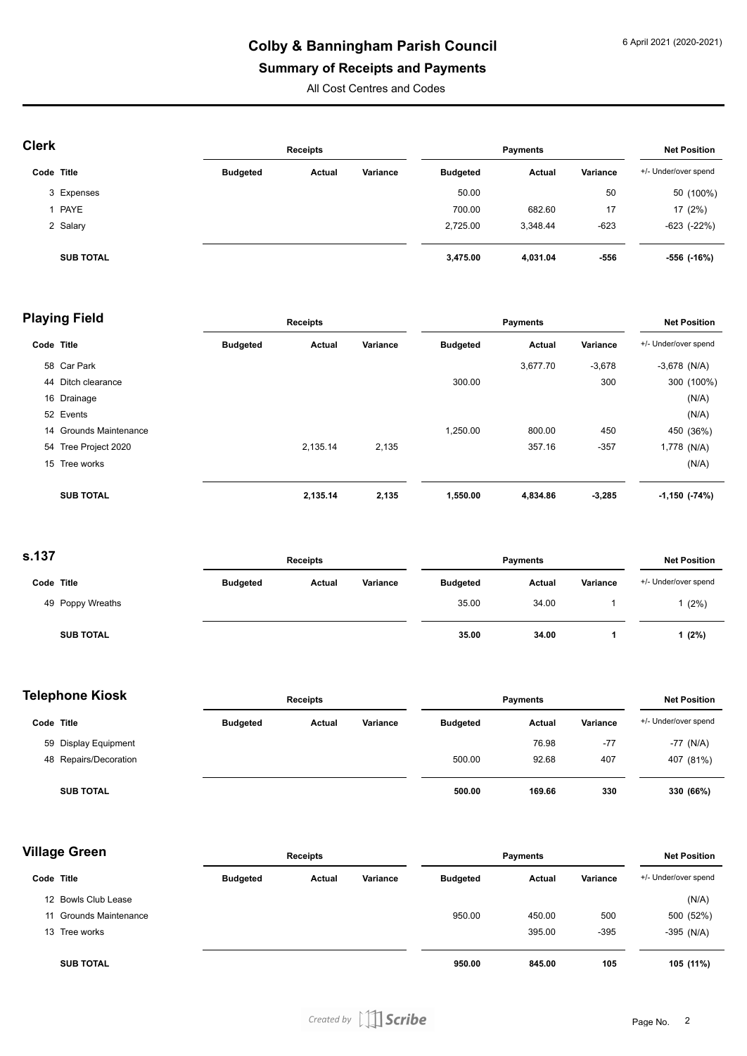# Colby & Banningham Parish Council

## Summary of Receipts and Payments

All Cost Centres and Codes

6 April 2021 (2020-2021)

### Clerk

| Code | Title | Receipts Budgeted | Receipts Actual | Receipts Variance | Payments Budgeted | Payments Actual | Payments Variance | Net Position +/- Under/over spend |
|---|---|---|---|---|---|---|---|---|
| 3 | Expenses | | | | 50.00 | | 50 | 50 (100%) |
| 1 | PAYE | | | | 700.00 | 682.60 | 17 | 17 (2%) |
| 2 | Salary | | | | 2,725.00 | 3,348.44 | -623 | -623 (-22%) |
| | **SUB TOTAL** | | | | **3,475.00** | **4,031.04** | **-556** | **-556 (-16%)** |

### Playing Field

| Code | Title | Receipts Budgeted | Receipts Actual | Receipts Variance | Payments Budgeted | Payments Actual | Payments Variance | Net Position +/- Under/over spend |
|---|---|---|---|---|---|---|---|---|
| 58 | Car Park | | | | | 3,677.70 | -3,678 | -3,678 (N/A) |
| 44 | Ditch clearance | | | | 300.00 | | 300 | 300 (100%) |
| 16 | Drainage | | | | | | | (N/A) |
| 52 | Events | | | | | | | (N/A) |
| 14 | Grounds Maintenance | | | | 1,250.00 | 800.00 | 450 | 450 (36%) |
| 54 | Tree Project 2020 | | 2,135.14 | 2,135 | | 357.16 | -357 | 1,778 (N/A) |
| 15 | Tree works | | | | | | | (N/A) |
| | **SUB TOTAL** | | **2,135.14** | **2,135** | **1,550.00** | **4,834.86** | **-3,285** | **-1,150 (-74%)** |

### s.137

| Code | Title | Receipts Budgeted | Receipts Actual | Receipts Variance | Payments Budgeted | Payments Actual | Payments Variance | Net Position +/- Under/over spend |
|---|---|---|---|---|---|---|---|---|
| 49 | Poppy Wreaths | | | | 35.00 | 34.00 | 1 | 1 (2%) |
| | **SUB TOTAL** | | | | **35.00** | **34.00** | **1** | **1 (2%)** |

### Telephone Kiosk

| Code | Title | Receipts Budgeted | Receipts Actual | Receipts Variance | Payments Budgeted | Payments Actual | Payments Variance | Net Position +/- Under/over spend |
|---|---|---|---|---|---|---|---|---|
| 59 | Display Equipment | | | | | 76.98 | -77 | -77 (N/A) |
| 48 | Repairs/Decoration | | | | 500.00 | 92.68 | 407 | 407 (81%) |
| | **SUB TOTAL** | | | | **500.00** | **169.66** | **330** | **330 (66%)** |

### Village Green

| Code | Title | Receipts Budgeted | Receipts Actual | Receipts Variance | Payments Budgeted | Payments Actual | Payments Variance | Net Position +/- Under/over spend |
|---|---|---|---|---|---|---|---|---|
| 12 | Bowls Club Lease | | | | | | | (N/A) |
| 11 | Grounds Maintenance | | | | 950.00 | 450.00 | 500 | 500 (52%) |
| 13 | Tree works | | | | | 395.00 | -395 | -395 (N/A) |
| | **SUB TOTAL** | | | | **950.00** | **845.00** | **105** | **105 (11%)** |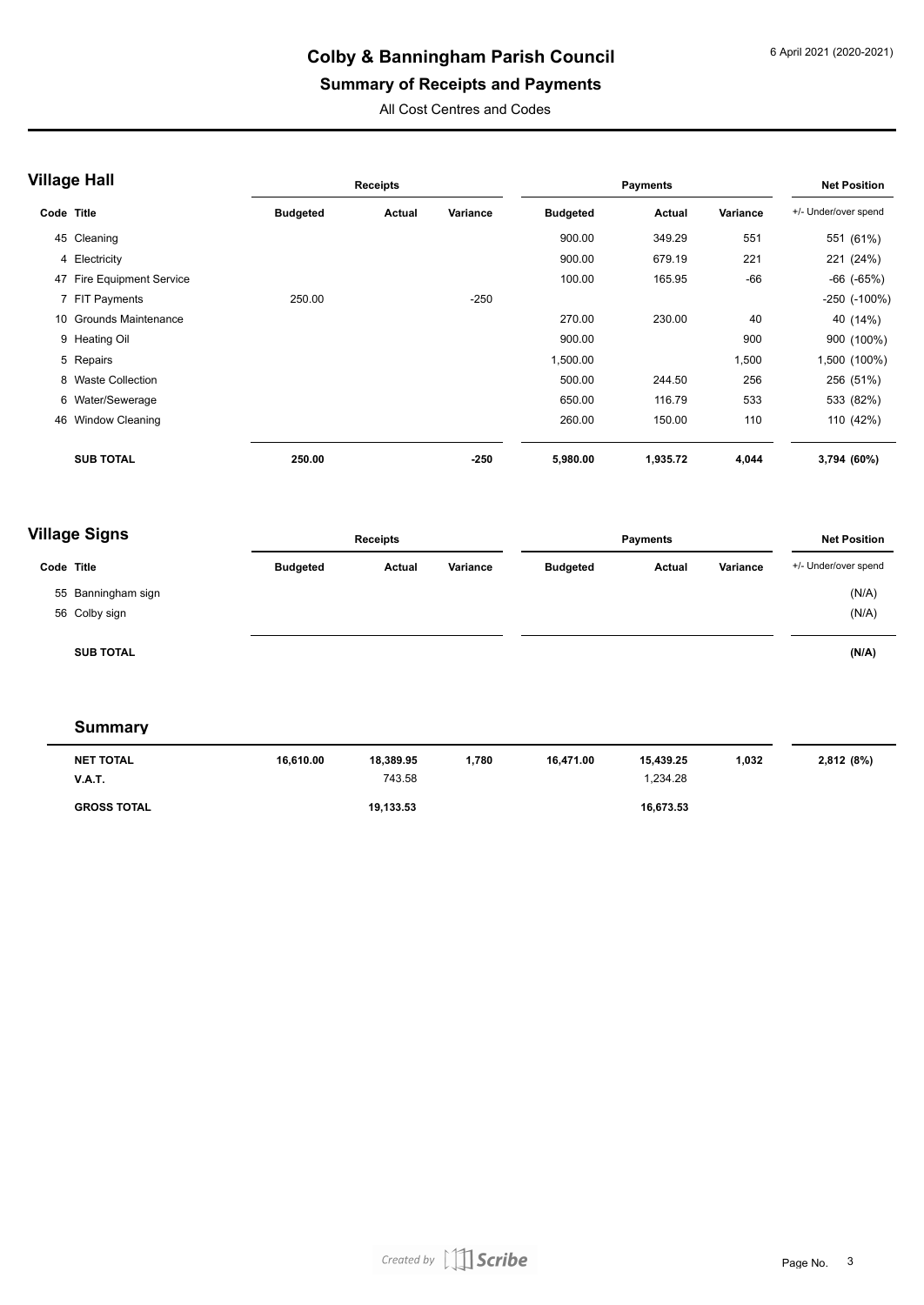# Colby & Banningham Parish Council

## Summary of Receipts and Payments

All Cost Centres and Codes

6 April 2021 (2020-2021)

### Village Hall

| Code | Title | Receipts | | | Payments | | | Net Position |
|---|---|---|---|---|---|---|---|---|
| | | Budgeted | Actual | Variance | Budgeted | Actual | Variance | +/- Under/over spend |
| 45 | Cleaning | | | | 900.00 | 349.29 | 551 | 551 (61%) |
| 4 | Electricity | | | | 900.00 | 679.19 | 221 | 221 (24%) |
| 47 | Fire Equipment Service | | | | 100.00 | 165.95 | -66 | -66 (-65%) |
| 7 | FIT Payments | 250.00 | | -250 | | | | -250 (-100%) |
| 10 | Grounds Maintenance | | | | 270.00 | 230.00 | 40 | 40 (14%) |
| 9 | Heating Oil | | | | 900.00 | | 900 | 900 (100%) |
| 5 | Repairs | | | | 1,500.00 | | 1,500 | 1,500 (100%) |
| 8 | Waste Collection | | | | 500.00 | 244.50 | 256 | 256 (51%) |
| 6 | Water/Sewerage | | | | 650.00 | 116.79 | 533 | 533 (82%) |
| 46 | Window Cleaning | | | | 260.00 | 150.00 | 110 | 110 (42%) |
| | **SUB TOTAL** | **250.00** | | **-250** | **5,980.00** | **1,935.72** | **4,044** | **3,794 (60%)** |

### Village Signs

| Code | Title | Receipts | | | Payments | | | Net Position |
|---|---|---|---|---|---|---|---|---|
| | | Budgeted | Actual | Variance | Budgeted | Actual | Variance | +/- Under/over spend |
| 55 | Banningham sign | | | | | | | (N/A) |
| 56 | Colby sign | | | | | | | (N/A) |
| | **SUB TOTAL** | | | | | | | **(N/A)** |

### Summary

| | Receipts Budgeted | Receipts Actual | Receipts Variance | Payments Budgeted | Payments Actual | Payments Variance | Net Position |
|---|---|---|---|---|---|---|---|
| **NET TOTAL** | **16,610.00** | **18,389.95** | **1,780** | **16,471.00** | **15,439.25** | **1,032** | **2,812 (8%)** |
| **V.A.T.** | | 743.58 | | | 1,234.28 | | |
| **GROSS TOTAL** | | **19,133.53** | | | **16,673.53** | | |

Created by Scribe